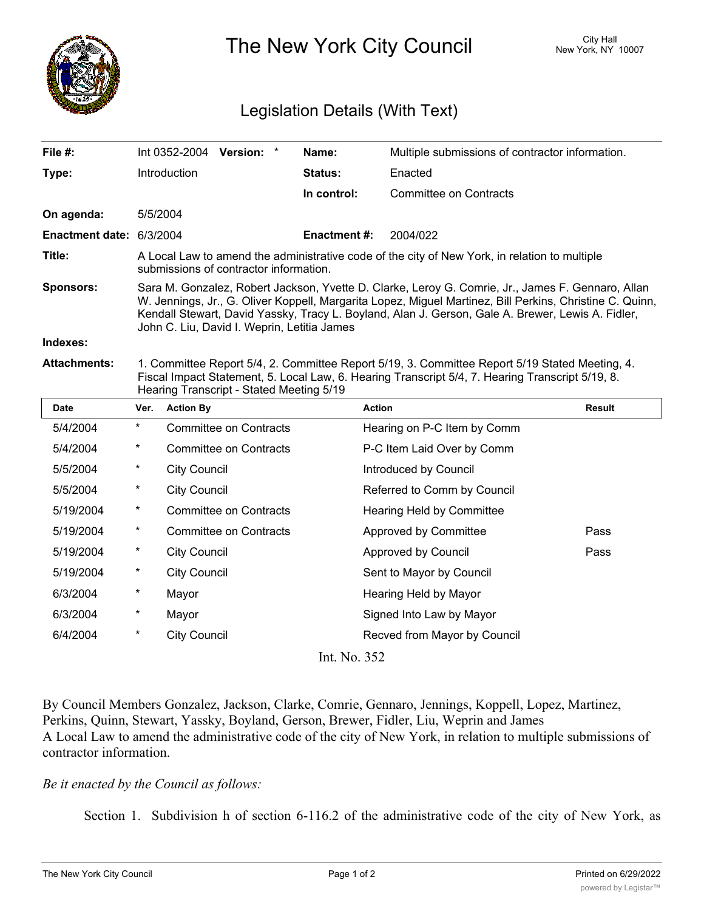# The New York City Council

City Hall
New York, NY 10007

## Legislation Details (With Text)

| | | | |
|---|---|---|---|
| **File #:** | Int 0352-2004 **Version:** * | **Name:** | Multiple submissions of contractor information. |
| **Type:** | Introduction | **Status:** | Enacted |
| | | **In control:** | Committee on Contracts |
| **On agenda:** | 5/5/2004 | | |
| **Enactment date:** | 6/3/2004 | **Enactment #:** | 2004/022 |

**Title:** A Local Law to amend the administrative code of the city of New York, in relation to multiple submissions of contractor information.

**Sponsors:** Sara M. Gonzalez, Robert Jackson, Yvette D. Clarke, Leroy G. Comrie, Jr., James F. Gennaro, Allan W. Jennings, Jr., G. Oliver Koppell, Margarita Lopez, Miguel Martinez, Bill Perkins, Christine C. Quinn, Kendall Stewart, David Yassky, Tracy L. Boyland, Alan J. Gerson, Gale A. Brewer, Lewis A. Fidler, John C. Liu, David I. Weprin, Letitia James

**Indexes:**

**Attachments:** 1. Committee Report 5/4, 2. Committee Report 5/19, 3. Committee Report 5/19 Stated Meeting, 4. Fiscal Impact Statement, 5. Local Law, 6. Hearing Transcript 5/4, 7. Hearing Transcript 5/19, 8. Hearing Transcript - Stated Meeting 5/19

| Date | Ver. | Action By | Action | Result |
|---|---|---|---|---|
| 5/4/2004 | * | Committee on Contracts | Hearing on P-C Item by Comm | |
| 5/4/2004 | * | Committee on Contracts | P-C Item Laid Over by Comm | |
| 5/5/2004 | * | City Council | Introduced by Council | |
| 5/5/2004 | * | City Council | Referred to Comm by Council | |
| 5/19/2004 | * | Committee on Contracts | Hearing Held by Committee | |
| 5/19/2004 | * | Committee on Contracts | Approved by Committee | Pass |
| 5/19/2004 | * | City Council | Approved by Council | Pass |
| 5/19/2004 | * | City Council | Sent to Mayor by Council | |
| 6/3/2004 | * | Mayor | Hearing Held by Mayor | |
| 6/3/2004 | * | Mayor | Signed Into Law by Mayor | |
| 6/4/2004 | * | City Council | Recved from Mayor by Council | |

Int. No. 352

By Council Members Gonzalez, Jackson, Clarke, Comrie, Gennaro, Jennings, Koppell, Lopez, Martinez, Perkins, Quinn, Stewart, Yassky, Boyland, Gerson, Brewer, Fidler, Liu, Weprin and James
A Local Law to amend the administrative code of the city of New York, in relation to multiple submissions of contractor information.

*Be it enacted by the Council as follows:*

Section 1. Subdivision h of section 6-116.2 of the administrative code of the city of New York, as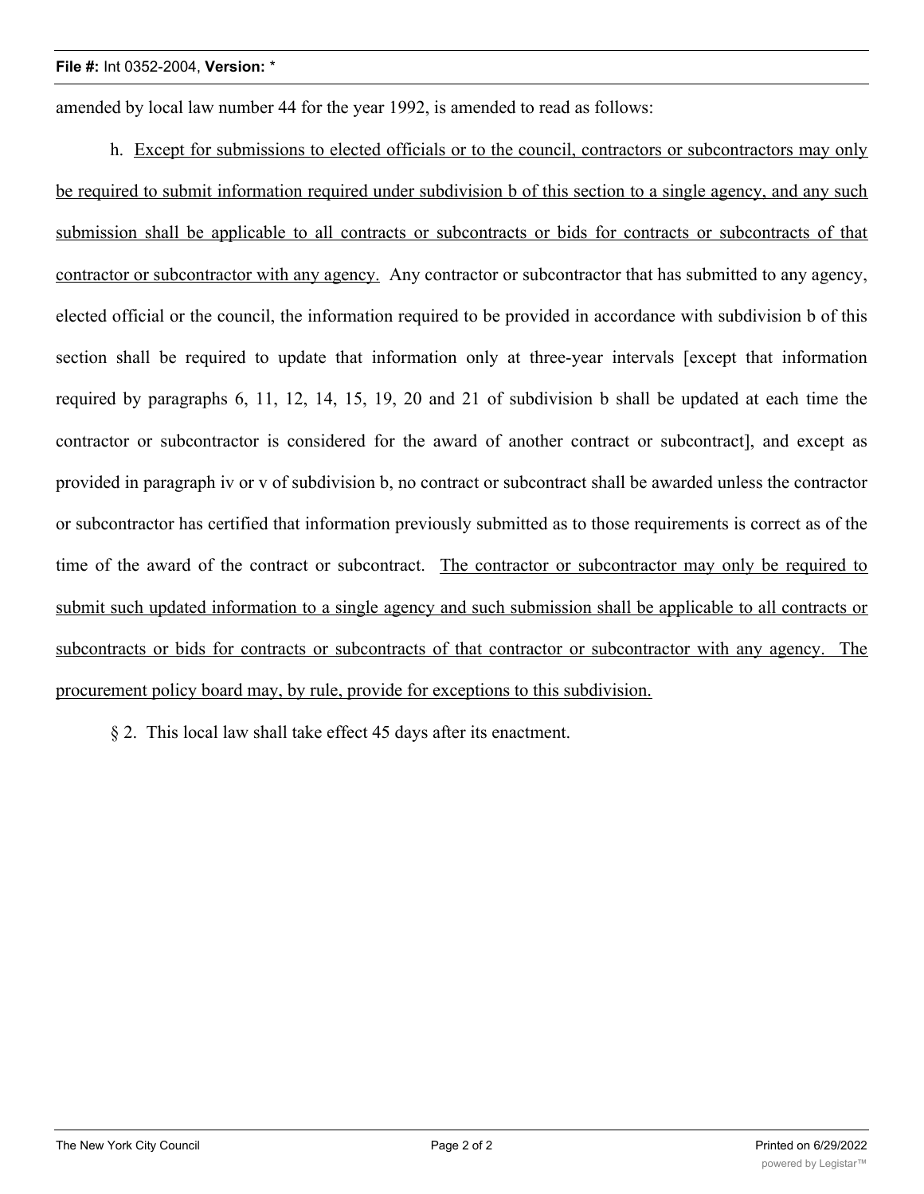amended by local law number 44 for the year 1992, is amended to read as follows:

h. Except for submissions to elected officials or to the council, contractors or subcontractors may only be required to submit information required under subdivision b of this section to a single agency, and any such submission shall be applicable to all contracts or subcontracts or bids for contracts or subcontracts of that contractor or subcontractor with any agency. Any contractor or subcontractor that has submitted to any agency, elected official or the council, the information required to be provided in accordance with subdivision b of this section shall be required to update that information only at three-year intervals [except that information required by paragraphs 6, 11, 12, 14, 15, 19, 20 and 21 of subdivision b shall be updated at each time the contractor or subcontractor is considered for the award of another contract or subcontract], and except as provided in paragraph iv or v of subdivision b, no contract or subcontract shall be awarded unless the contractor or subcontractor has certified that information previously submitted as to those requirements is correct as of the time of the award of the contract or subcontract. The contractor or subcontractor may only be required to submit such updated information to a single agency and such submission shall be applicable to all contracts or subcontracts or bids for contracts or subcontracts of that contractor or subcontractor with any agency. The procurement policy board may, by rule, provide for exceptions to this subdivision.

§ 2. This local law shall take effect 45 days after its enactment.